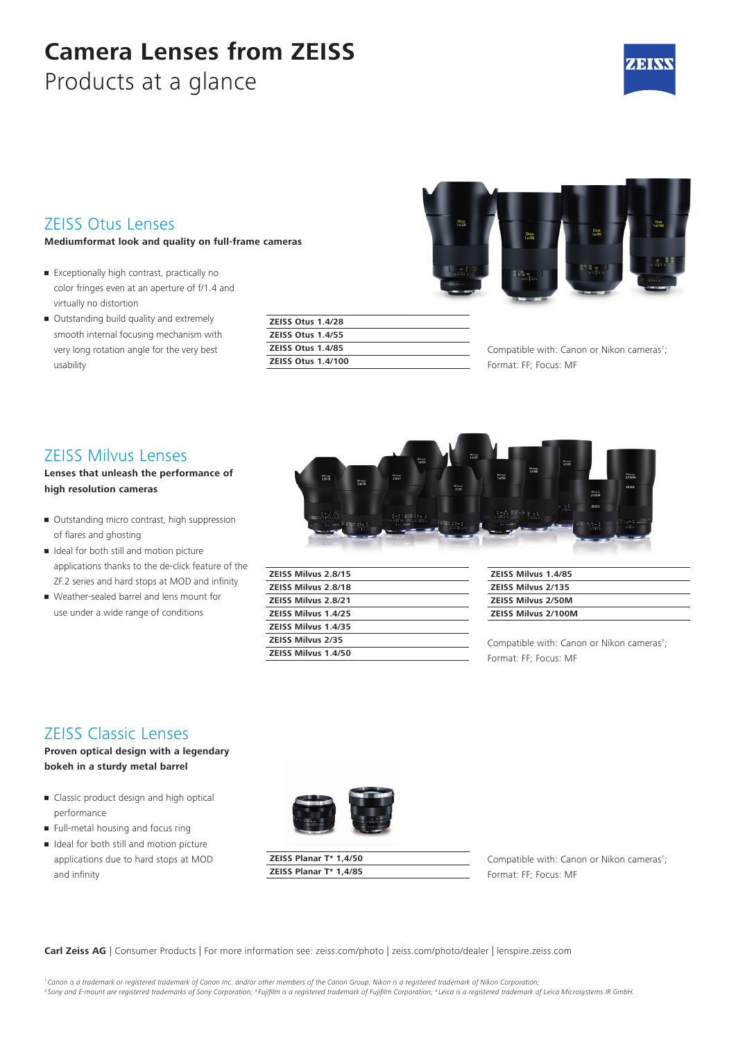# Camera Lenses from ZEISS

Products at a glance

## ZEISS Otus Lenses

**Mediumformat look and quality on full-frame cameras**

- Exceptionally high contrast, practically no color fringes even at an aperture of f/1.4 and virtually no distortion
- Outstanding build quality and extremely smooth internal focusing mechanism with very long rotation angle for the very best usability

| ZEISS Otus 1.4/28 |
|---|
| ZEISS Otus 1.4/55 |
| ZEISS Otus 1.4/85 |
| ZEISS Otus 1.4/100 |

Compatible with: Canon or Nikon cameras[1]; Format: FF; Focus: MF

## ZEISS Milvus Lenses

**Lenses that unleash the performance of high resolution cameras**

- Outstanding micro contrast, high suppression of flares and ghosting
- Ideal for both still and motion picture applications thanks to the de-click feature of the ZF.2 series and hard stops at MOD and infinity
- Weather-sealed barrel and lens mount for use under a wide range of conditions

| ZEISS Milvus 2.8/15 |
|---|
| ZEISS Milvus 2.8/18 |
| ZEISS Milvus 2.8/21 |
| ZEISS Milvus 1.4/25 |
| ZEISS Milvus 1.4/35 |
| ZEISS Milvus 2/35 |
| ZEISS Milvus 1.4/50 |

| ZEISS Milvus 1.4/85 |
|---|
| ZEISS Milvus 2/135 |
| ZEISS Milvus 2/50M |
| ZEISS Milvus 2/100M |

Compatible with: Canon or Nikon cameras[1]; Format: FF; Focus: MF

## ZEISS Classic Lenses

**Proven optical design with a legendary bokeh in a sturdy metal barrel**

- Classic product design and high optical performance
- Full-metal housing and focus ring
- Ideal for both still and motion picture applications due to hard stops at MOD and infinity

| ZEISS Planar T* 1,4/50 |
|---|
| ZEISS Planar T* 1,4/85 |

Compatible with: Canon or Nikon cameras[1]; Format: FF; Focus: MF

**Carl Zeiss AG** | Consumer Products | For more information see: zeiss.com/photo | zeiss.com/photo/dealer | lenspire.zeiss.com

*[1] Canon is a trademark or registered trademark of Canon Inc. and/or other members of the Canon Group. Nikon is a registered trademark of Nikon Corporation;*
*[2] Sony and E-mount are registered trademarks of Sony Corporation; [3] Fujifilm is a registered trademark of Fujifilm Corporation; [4] Leica is a registered trademark of Leica Microsystems IR GmbH.*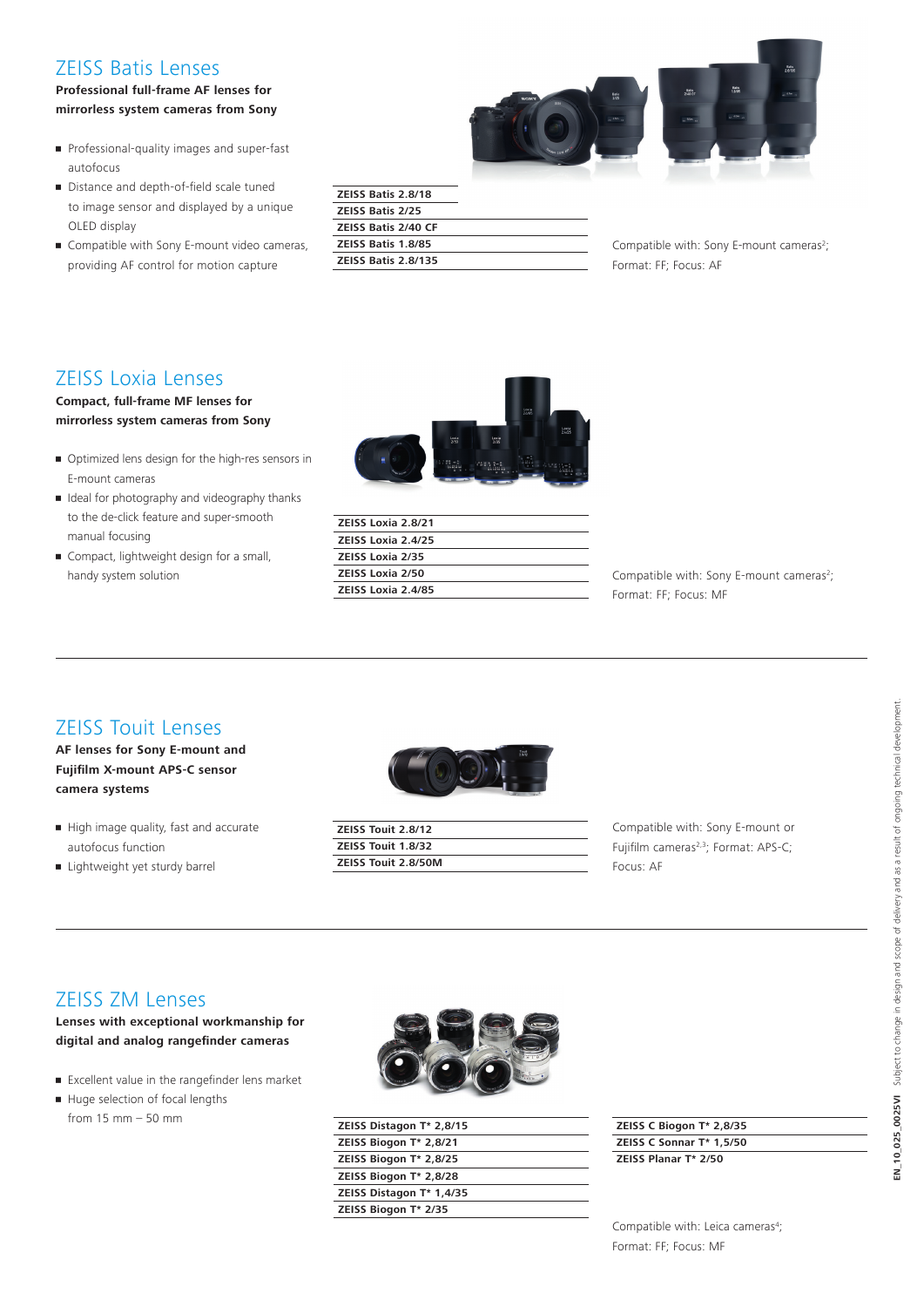## ZEISS Batis Lenses

**Professional full-frame AF lenses for mirrorless system cameras from Sony**

- Professional-quality images and super-fast autofocus
- Distance and depth-of-field scale tuned to image sensor and displayed by a unique OLED display
- Compatible with Sony E-mount video cameras, providing AF control for motion capture

| |
|---|
| **ZEISS Batis 2.8/18** |
| **ZEISS Batis 2/25** |
| **ZEISS Batis 2/40 CF** |
| **ZEISS Batis 1.8/85** |
| **ZEISS Batis 2.8/135** |

Compatible with: Sony E-mount cameras[2]; Format: FF; Focus: AF

## ZEISS Loxia Lenses

**Compact, full-frame MF lenses for mirrorless system cameras from Sony**

- Optimized lens design for the high-res sensors in E-mount cameras
- Ideal for photography and videography thanks to the de-click feature and super-smooth manual focusing
- Compact, lightweight design for a small, handy system solution

| |
|---|
| **ZEISS Loxia 2.8/21** |
| **ZEISS Loxia 2.4/25** |
| **ZEISS Loxia 2/35** |
| **ZEISS Loxia 2/50** |
| **ZEISS Loxia 2.4/85** |

Compatible with: Sony E-mount cameras[2]; Format: FF; Focus: MF

## ZEISS Touit Lenses

**AF lenses for Sony E-mount and Fujifilm X-mount APS-C sensor camera systems**

- High image quality, fast and accurate autofocus function
- Lightweight yet sturdy barrel

| |
|---|
| **ZEISS Touit 2.8/12** |
| **ZEISS Touit 1.8/32** |
| **ZEISS Touit 2.8/50M** |

Compatible with: Sony E-mount or Fujifilm cameras[2,3]; Format: APS-C; Focus: AF

## ZEISS ZM Lenses

**Lenses with exceptional workmanship for digital and analog rangefinder cameras**

- Excellent value in the rangefinder lens market
- Huge selection of focal lengths from 15 mm – 50 mm

| |
|---|
| **ZEISS Distagon T* 2,8/15** |
| **ZEISS Biogon T* 2,8/21** |
| **ZEISS Biogon T* 2,8/25** |
| **ZEISS Biogon T* 2,8/28** |
| **ZEISS Distagon T* 1,4/35** |
| **ZEISS Biogon T* 2/35** |
| **ZEISS C Biogon T* 2,8/35** |
| **ZEISS C Sonnar T* 1,5/50** |
| **ZEISS Planar T* 2/50** |

Compatible with: Leica cameras[4]; Format: FF; Focus: MF

EN_10_025_0025VI Subject to change in design and scope of delivery and as a result of ongoing technical development.